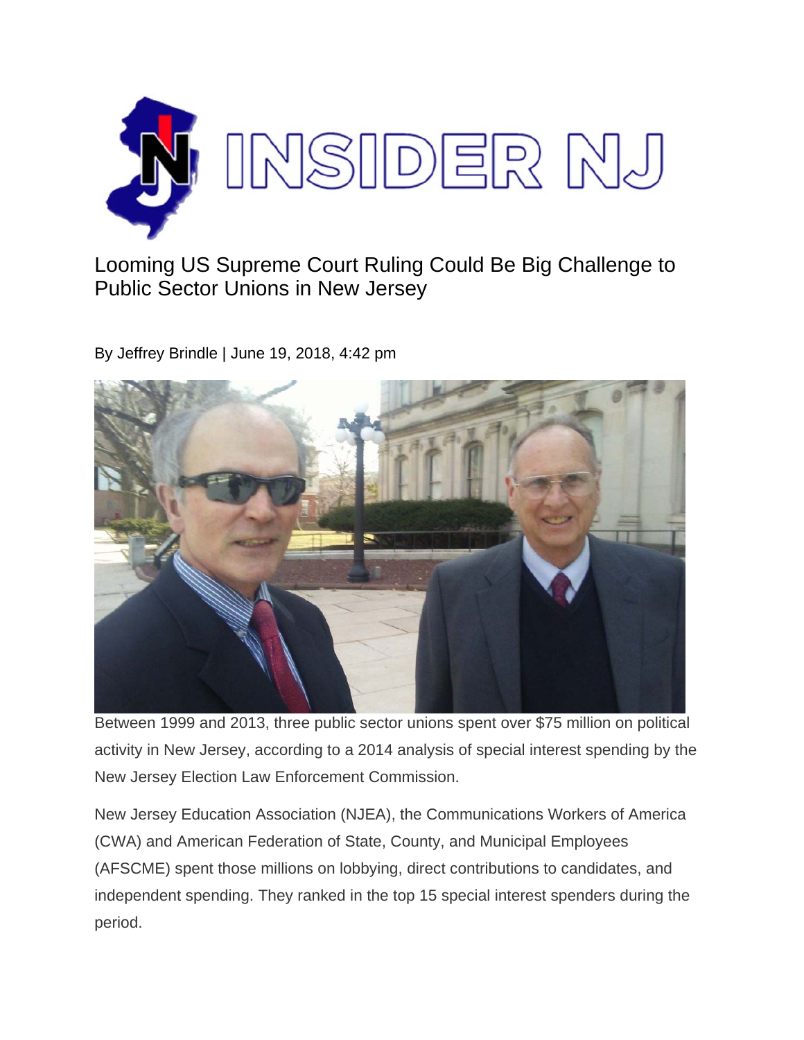# INSIDER NJ

## Looming US Supreme Court Ruling Could Be Big Challenge to Public Sector Unions in New Jersey

By Jeffrey Brindle | June 19, 2018, 4:42 pm

Between 1999 and 2013, three public sector unions spent over $75 million on political activity in New Jersey, according to a 2014 analysis of special interest spending by the New Jersey Election Law Enforcement Commission.

New Jersey Education Association (NJEA), the Communications Workers of America (CWA) and American Federation of State, County, and Municipal Employees (AFSCME) spent those millions on lobbying, direct contributions to candidates, and independent spending. They ranked in the top 15 special interest spenders during the period.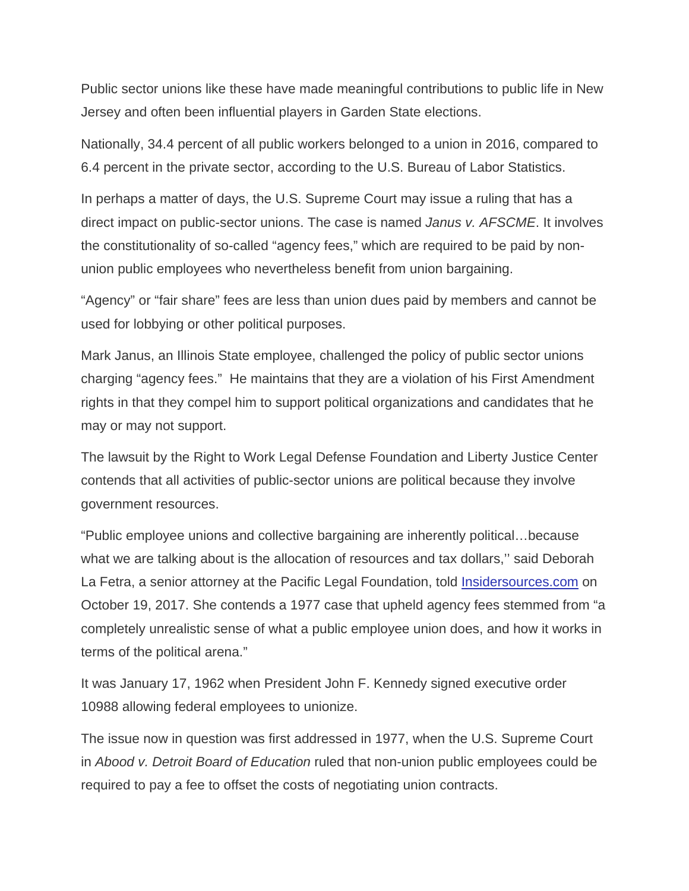Public sector unions like these have made meaningful contributions to public life in New Jersey and often been influential players in Garden State elections.

Nationally, 34.4 percent of all public workers belonged to a union in 2016, compared to 6.4 percent in the private sector, according to the U.S. Bureau of Labor Statistics.

In perhaps a matter of days, the U.S. Supreme Court may issue a ruling that has a direct impact on public-sector unions. The case is named *Janus v. AFSCME*. It involves the constitutionality of so-called "agency fees," which are required to be paid by non-union public employees who nevertheless benefit from union bargaining.

"Agency" or "fair share" fees are less than union dues paid by members and cannot be used for lobbying or other political purposes.

Mark Janus, an Illinois State employee, challenged the policy of public sector unions charging "agency fees." He maintains that they are a violation of his First Amendment rights in that they compel him to support political organizations and candidates that he may or may not support.

The lawsuit by the Right to Work Legal Defense Foundation and Liberty Justice Center contends that all activities of public-sector unions are political because they involve government resources.

"Public employee unions and collective bargaining are inherently political…because what we are talking about is the allocation of resources and tax dollars,'' said Deborah La Fetra, a senior attorney at the Pacific Legal Foundation, told [Insidersources.com]() on October 19, 2017. She contends a 1977 case that upheld agency fees stemmed from "a completely unrealistic sense of what a public employee union does, and how it works in terms of the political arena."

It was January 17, 1962 when President John F. Kennedy signed executive order 10988 allowing federal employees to unionize.

The issue now in question was first addressed in 1977, when the U.S. Supreme Court in *Abood v. Detroit Board of Education* ruled that non-union public employees could be required to pay a fee to offset the costs of negotiating union contracts.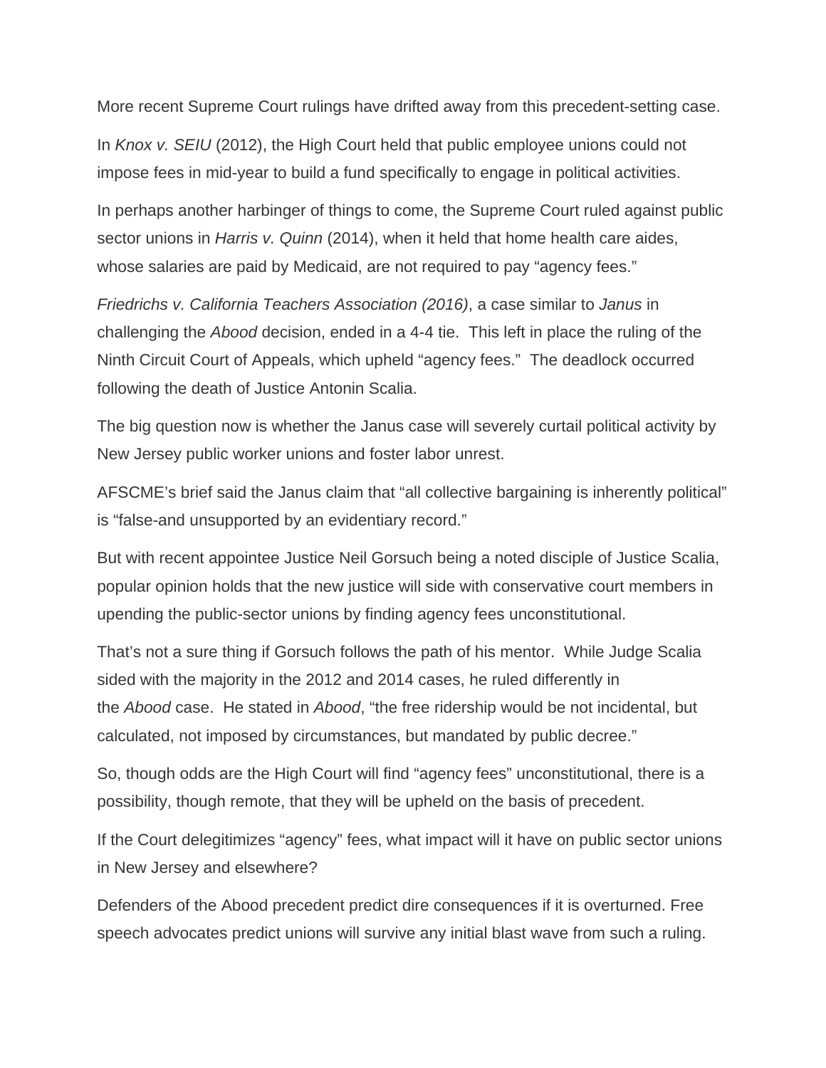More recent Supreme Court rulings have drifted away from this precedent-setting case.

In *Knox v. SEIU* (2012), the High Court held that public employee unions could not impose fees in mid-year to build a fund specifically to engage in political activities.

In perhaps another harbinger of things to come, the Supreme Court ruled against public sector unions in *Harris v. Quinn* (2014), when it held that home health care aides, whose salaries are paid by Medicaid, are not required to pay "agency fees."

*Friedrichs v. California Teachers Association (2016)*, a case similar to *Janus* in challenging the *Abood* decision, ended in a 4-4 tie. This left in place the ruling of the Ninth Circuit Court of Appeals, which upheld "agency fees." The deadlock occurred following the death of Justice Antonin Scalia.

The big question now is whether the Janus case will severely curtail political activity by New Jersey public worker unions and foster labor unrest.

AFSCME's brief said the Janus claim that "all collective bargaining is inherently political" is "false-and unsupported by an evidentiary record."

But with recent appointee Justice Neil Gorsuch being a noted disciple of Justice Scalia, popular opinion holds that the new justice will side with conservative court members in upending the public-sector unions by finding agency fees unconstitutional.

That's not a sure thing if Gorsuch follows the path of his mentor. While Judge Scalia sided with the majority in the 2012 and 2014 cases, he ruled differently in the *Abood* case. He stated in *Abood*, "the free ridership would be not incidental, but calculated, not imposed by circumstances, but mandated by public decree."

So, though odds are the High Court will find "agency fees" unconstitutional, there is a possibility, though remote, that they will be upheld on the basis of precedent.

If the Court delegitimizes "agency" fees, what impact will it have on public sector unions in New Jersey and elsewhere?

Defenders of the Abood precedent predict dire consequences if it is overturned. Free speech advocates predict unions will survive any initial blast wave from such a ruling.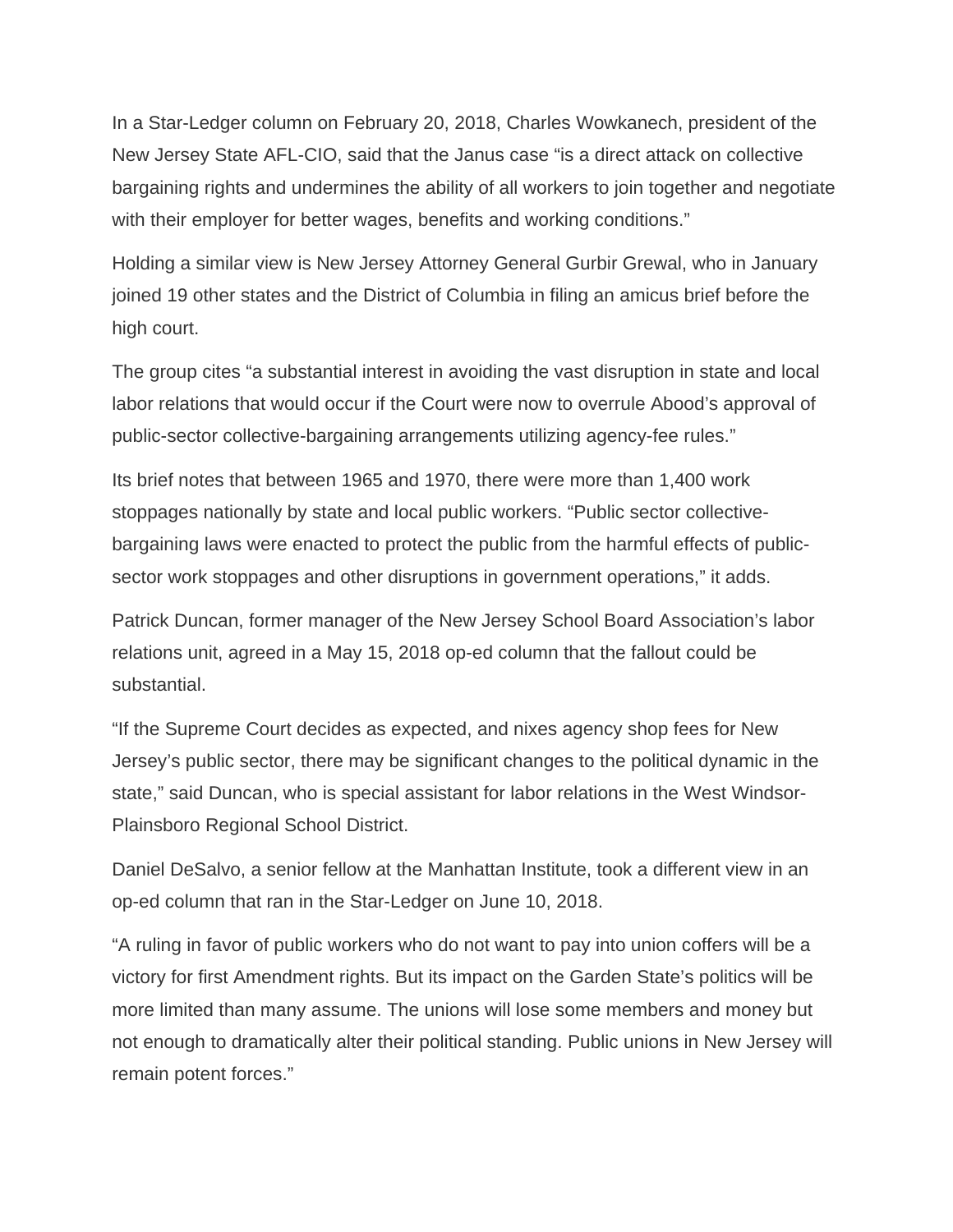In a Star-Ledger column on February 20, 2018, Charles Wowkanech, president of the New Jersey State AFL-CIO, said that the Janus case "is a direct attack on collective bargaining rights and undermines the ability of all workers to join together and negotiate with their employer for better wages, benefits and working conditions."

Holding a similar view is New Jersey Attorney General Gurbir Grewal, who in January joined 19 other states and the District of Columbia in filing an amicus brief before the high court.

The group cites "a substantial interest in avoiding the vast disruption in state and local labor relations that would occur if the Court were now to overrule Abood's approval of public-sector collective-bargaining arrangements utilizing agency-fee rules."

Its brief notes that between 1965 and 1970, there were more than 1,400 work stoppages nationally by state and local public workers. "Public sector collective-bargaining laws were enacted to protect the public from the harmful effects of public-sector work stoppages and other disruptions in government operations," it adds.

Patrick Duncan, former manager of the New Jersey School Board Association's labor relations unit, agreed in a May 15, 2018 op-ed column that the fallout could be substantial.

"If the Supreme Court decides as expected, and nixes agency shop fees for New Jersey's public sector, there may be significant changes to the political dynamic in the state," said Duncan, who is special assistant for labor relations in the West Windsor-Plainsboro Regional School District.

Daniel DeSalvo, a senior fellow at the Manhattan Institute, took a different view in an op-ed column that ran in the Star-Ledger on June 10, 2018.

"A ruling in favor of public workers who do not want to pay into union coffers will be a victory for first Amendment rights. But its impact on the Garden State's politics will be more limited than many assume. The unions will lose some members and money but not enough to dramatically alter their political standing. Public unions in New Jersey will remain potent forces."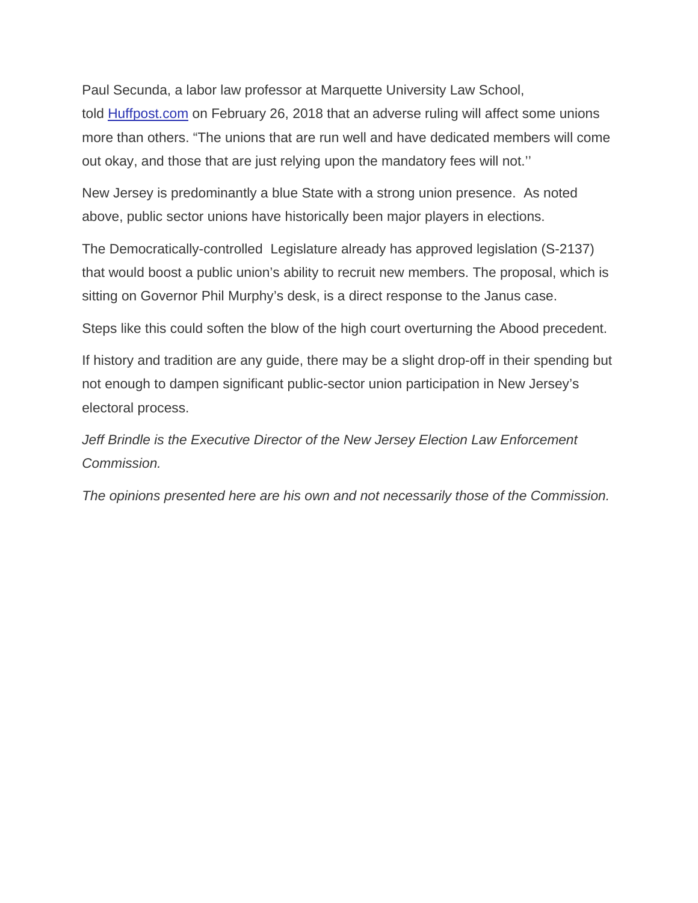Paul Secunda, a labor law professor at Marquette University Law School, told [Huffpost.com]() on February 26, 2018 that an adverse ruling will affect some unions more than others. "The unions that are run well and have dedicated members will come out okay, and those that are just relying upon the mandatory fees will not.''

New Jersey is predominantly a blue State with a strong union presence.  As noted above, public sector unions have historically been major players in elections.

The Democratically-controlled  Legislature already has approved legislation (S-2137) that would boost a public union's ability to recruit new members. The proposal, which is sitting on Governor Phil Murphy's desk, is a direct response to the Janus case.

Steps like this could soften the blow of the high court overturning the Abood precedent.

If history and tradition are any guide, there may be a slight drop-off in their spending but not enough to dampen significant public-sector union participation in New Jersey's electoral process.

*Jeff Brindle is the Executive Director of the New Jersey Election Law Enforcement Commission.*

*The opinions presented here are his own and not necessarily those of the Commission.*